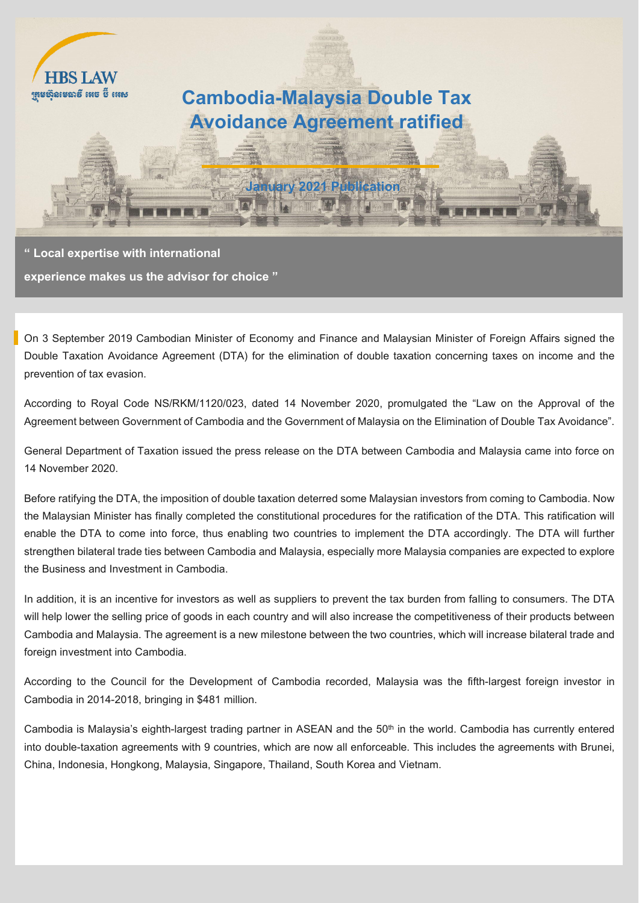HBS LAW

ក្រុមហ៊ុនមេធាវី អេច ប៊ី អេស

# Cambodia-Malaysia Double Tax Avoidance Agreement ratified

January 2021 Publication

**" Local expertise with international experience makes us the advisor for choice "**

On 3 September 2019 Cambodian Minister of Economy and Finance and Malaysian Minister of Foreign Affairs signed the Double Taxation Avoidance Agreement (DTA) for the elimination of double taxation concerning taxes on income and the prevention of tax evasion.

According to Royal Code NS/RKM/1120/023, dated 14 November 2020, promulgated the "Law on the Approval of the Agreement between Government of Cambodia and the Government of Malaysia on the Elimination of Double Tax Avoidance".

General Department of Taxation issued the press release on the DTA between Cambodia and Malaysia came into force on 14 November 2020.

Before ratifying the DTA, the imposition of double taxation deterred some Malaysian investors from coming to Cambodia. Now the Malaysian Minister has finally completed the constitutional procedures for the ratification of the DTA. This ratification will enable the DTA to come into force, thus enabling two countries to implement the DTA accordingly. The DTA will further strengthen bilateral trade ties between Cambodia and Malaysia, especially more Malaysia companies are expected to explore the Business and Investment in Cambodia.

In addition, it is an incentive for investors as well as suppliers to prevent the tax burden from falling to consumers. The DTA will help lower the selling price of goods in each country and will also increase the competitiveness of their products between Cambodia and Malaysia. The agreement is a new milestone between the two countries, which will increase bilateral trade and foreign investment into Cambodia.

According to the Council for the Development of Cambodia recorded, Malaysia was the fifth-largest foreign investor in Cambodia in 2014-2018, bringing in $481 million.

Cambodia is Malaysia's eighth-largest trading partner in ASEAN and the 50th in the world. Cambodia has currently entered into double-taxation agreements with 9 countries, which are now all enforceable. This includes the agreements with Brunei, China, Indonesia, Hongkong, Malaysia, Singapore, Thailand, South Korea and Vietnam.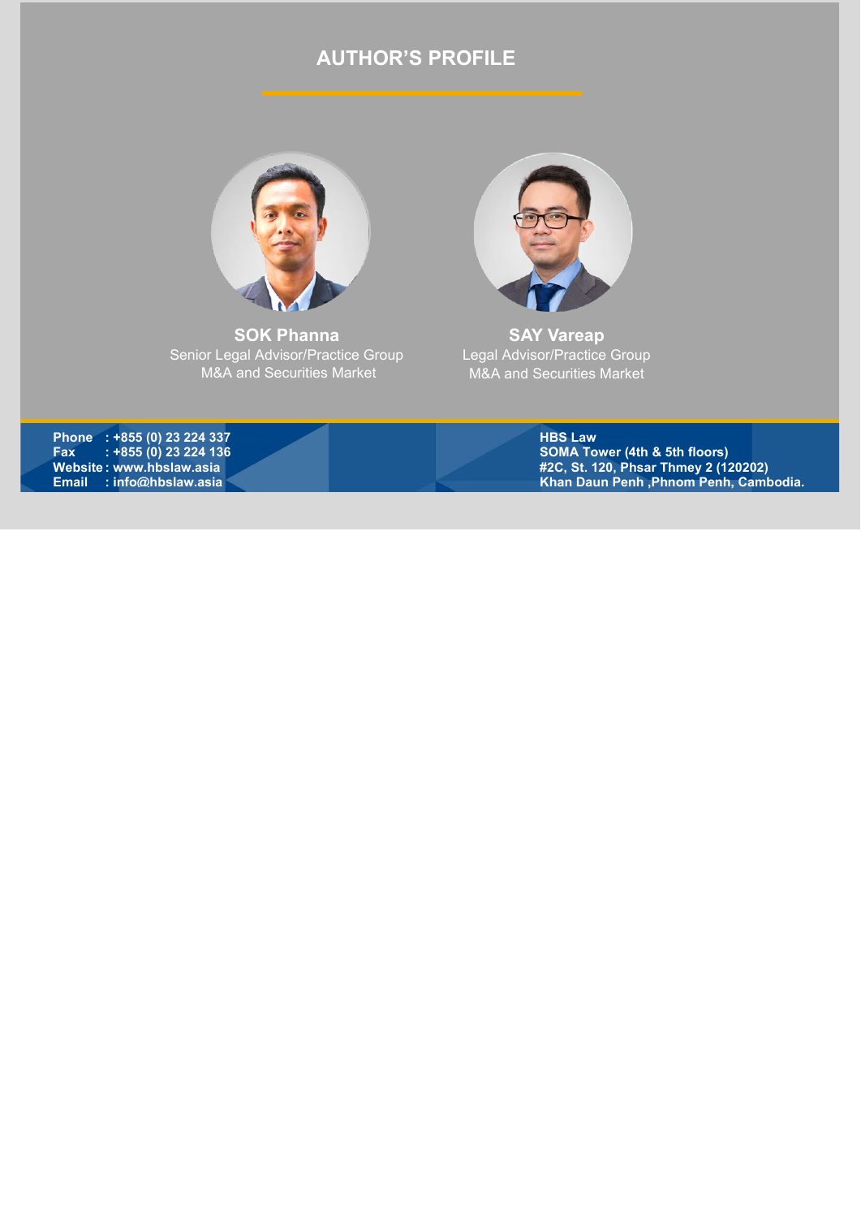# AUTHOR'S PROFILE

**SOK Phanna**
Senior Legal Advisor/Practice Group
M&A and Securities Market

**SAY Vareap**
Legal Advisor/Practice Group
M&A and Securities Market

**Phone : +855 (0) 23 224 337**
**Fax : +855 (0) 23 224 136**
**Website : www.hbslaw.asia**
**Email : info@hbslaw.asia**

**HBS Law**
**SOMA Tower (4th & 5th floors)**
**#2C, St. 120, Phsar Thmey 2 (120202)**
**Khan Daun Penh ,Phnom Penh, Cambodia.**